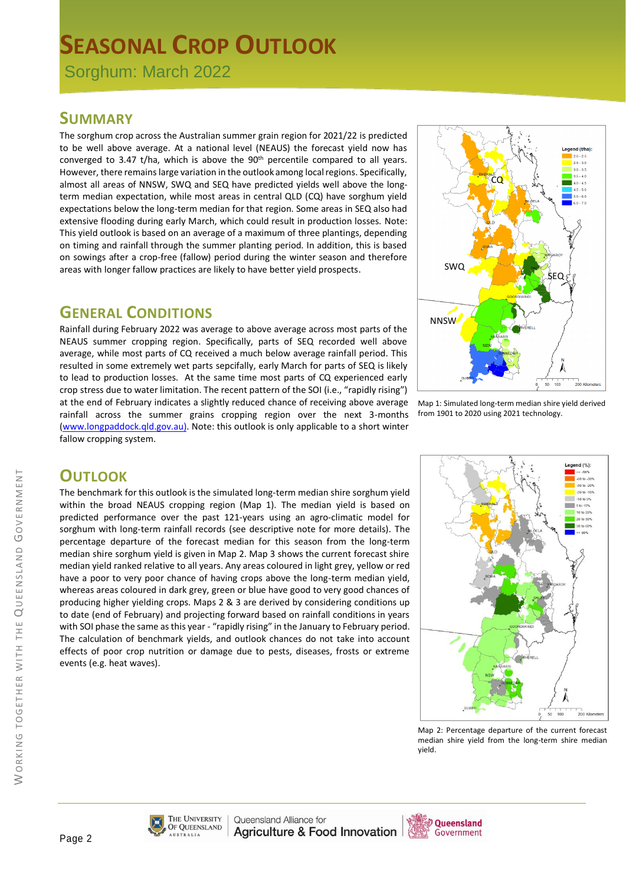# Seasonal Crop Outlook

Sorghum: March 2022

## Summary

The sorghum crop across the Australian summer grain region for 2021/22 is predicted to be well above average. At a national level (NEAUS) the forecast yield now has converged to 3.47 t/ha, which is above the 90th percentile compared to all years. However, there remains large variation in the outlook among local regions. Specifically, almost all areas of NNSW, SWQ and SEQ have predicted yields well above the long-term median expectation, while most areas in central QLD (CQ) have sorghum yield expectations below the long-term median for that region. Some areas in SEQ also had extensive flooding during early March, which could result in production losses. Note: This yield outlook is based on an average of a maximum of three plantings, depending on timing and rainfall through the summer planting period. In addition, this is based on sowings after a crop-free (fallow) period during the winter season and therefore areas with longer fallow practices are likely to have better yield prospects.

Map 1: Simulated long-term median shire yield derived from 1901 to 2020 using 2021 technology.

## General Conditions

Rainfall during February 2022 was average to above average across most parts of the NEAUS summer cropping region. Specifically, parts of SEQ recorded well above average, while most parts of CQ received a much below average rainfall period. This resulted in some extremely wet parts sepcifally, early March for parts of SEQ is likely to lead to production losses. At the same time most parts of CQ experienced early crop stress due to water limitation. The recent pattern of the SOI (i.e., "rapidly rising") at the end of February indicates a slightly reduced chance of receiving above average rainfall across the summer grains cropping region over the next 3-months (www.longpaddock.qld.gov.au). Note: this outlook is only applicable to a short winter fallow cropping system.

## Outlook

The benchmark for this outlook is the simulated long-term median shire sorghum yield within the broad NEAUS cropping region (Map 1). The median yield is based on predicted performance over the past 121-years using an agro-climatic model for sorghum with long-term rainfall records (see descriptive note for more details). The percentage departure of the forecast median for this season from the long-term median shire sorghum yield is given in Map 2. Map 3 shows the current forecast shire median yield ranked relative to all years. Any areas coloured in light grey, yellow or red have a poor to very poor chance of having crops above the long-term median yield, whereas areas coloured in dark grey, green or blue have good to very good chances of producing higher yielding crops. Maps 2 & 3 are derived by considering conditions up to date (end of February) and projecting forward based on rainfall conditions in years with SOI phase the same as this year - "rapidly rising" in the January to February period. The calculation of benchmark yields, and outlook chances do not take into account effects of poor crop nutrition or damage due to pests, diseases, frosts or extreme events (e.g. heat waves).

Map 2: Percentage departure of the current forecast median shire yield from the long-term shire median yield.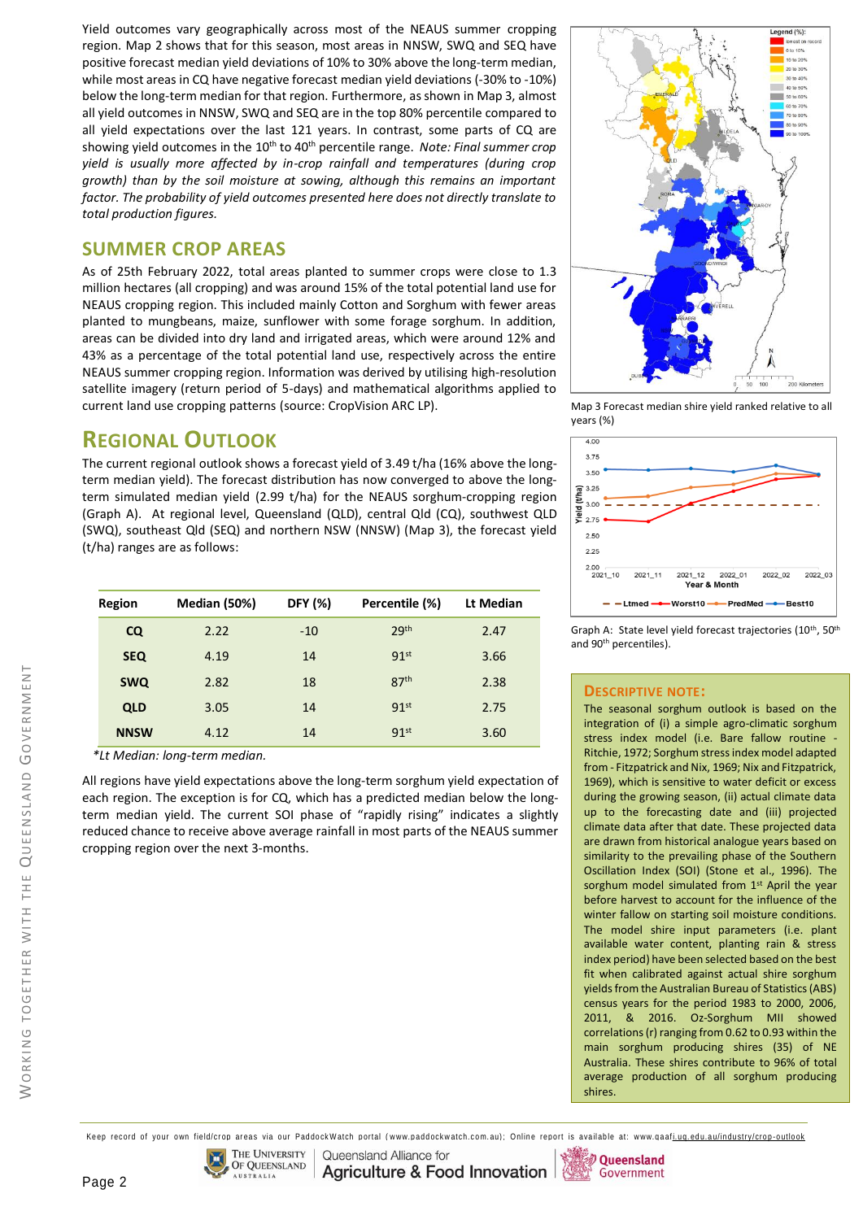Yield outcomes vary geographically across most of the NEAUS summer cropping region. Map 2 shows that for this season, most areas in NNSW, SWQ and SEQ have positive forecast median yield deviations of 10% to 30% above the long-term median, while most areas in CQ have negative forecast median yield deviations (-30% to -10%) below the long-term median for that region. Furthermore, as shown in Map 3, almost all yield outcomes in NNSW, SWQ and SEQ are in the top 80% percentile compared to all yield expectations over the last 121 years. In contrast, some parts of CQ are showing yield outcomes in the 10th to 40th percentile range. *Note: Final summer crop yield is usually more affected by in-crop rainfall and temperatures (during crop growth) than by the soil moisture at sowing, although this remains an important factor. The probability of yield outcomes presented here does not directly translate to total production figures.*

## SUMMER CROP AREAS

As of 25th February 2022, total areas planted to summer crops were close to 1.3 million hectares (all cropping) and was around 15% of the total potential land use for NEAUS cropping region. This included mainly Cotton and Sorghum with fewer areas planted to mungbeans, maize, sunflower with some forage sorghum. In addition, areas can be divided into dry land and irrigated areas, which were around 12% and 43% as a percentage of the total potential land use, respectively across the entire NEAUS summer cropping region. Information was derived by utilising high-resolution satellite imagery (return period of 5-days) and mathematical algorithms applied to current land use cropping patterns (source: CropVision ARC LP).

## REGIONAL OUTLOOK

The current regional outlook shows a forecast yield of 3.49 t/ha (16% above the long-term median yield). The forecast distribution has now converged to above the long-term simulated median yield (2.99 t/ha) for the NEAUS sorghum-cropping region (Graph A). At regional level, Queensland (QLD), central Qld (CQ), southwest QLD (SWQ), southeast Qld (SEQ) and northern NSW (NNSW) (Map 3), the forecast yield (t/ha) ranges are as follows:

| Region | Median (50%) | DFY (%) | Percentile (%) | Lt Median |
|---|---|---|---|---|
| CQ | 2.22 | -10 | 29th | 2.47 |
| SEQ | 4.19 | 14 | 91st | 3.66 |
| SWQ | 2.82 | 18 | 87th | 2.38 |
| QLD | 3.05 | 14 | 91st | 2.75 |
| NNSW | 4.12 | 14 | 91st | 3.60 |

*\*Lt Median: long-term median.*

All regions have yield expectations above the long-term sorghum yield expectation of each region. The exception is for CQ, which has a predicted median below the long-term median yield. The current SOI phase of "rapidly rising" indicates a slightly reduced chance to receive above average rainfall in most parts of the NEAUS summer cropping region over the next 3-months.

Legend (%): lowest on record, 0 to 10%, 10 to 20%, 20 to 30%, 30 to 40%, 40 to 50%, 50 to 60%, 60 to 70%, 70 to 80%, 80 to 90%, 90 to 100%

0 50 100 200 Kilometers

Map 3 Forecast median shire yield ranked relative to all years (%)

Yield (t/ha)

4.00
3.75
3.50
3.25
3.00
2.75
2.50
2.25
2.00

2021_10 2021_11 2021_12 2022_01 2022_02 2022_03

Year & Month

Ltmed, Worst10, PredMed, Best10

Graph A: State level yield forecast trajectories (10th, 50th and 90th percentiles).

### DESCRIPTIVE NOTE:

The seasonal sorghum outlook is based on the integration of (i) a simple agro-climatic sorghum stress index model (i.e. Bare fallow routine - Ritchie, 1972; Sorghum stress index model adapted from - Fitzpatrick and Nix, 1969; Nix and Fitzpatrick, 1969), which is sensitive to water deficit or excess during the growing season, (ii) actual climate data up to the forecasting date and (iii) projected climate data after that date. These projected data are drawn from historical analogue years based on similarity to the prevailing phase of the Southern Oscillation Index (SOI) (Stone et al., 1996). The sorghum model simulated from 1st April the year before harvest to account for the influence of the winter fallow on starting soil moisture conditions. The model shire input parameters (i.e. plant available water content, planting rain & stress index period) have been selected based on the best fit when calibrated against actual shire sorghum yields from the Australian Bureau of Statistics (ABS) census years for the period 1983 to 2000, 2006, 2011, & 2016. Oz-Sorghum MII showed correlations (r) ranging from 0.62 to 0.93 within the main sorghum producing shires (35) of NE Australia. These shires contribute to 96% of total average production of all sorghum producing shires.

Keep record of your own field/crop areas via our PaddockWatch portal (www.paddockwatch.com.au); Online report is available at: www.qaafi.uq.edu.au/industry/crop-outlook